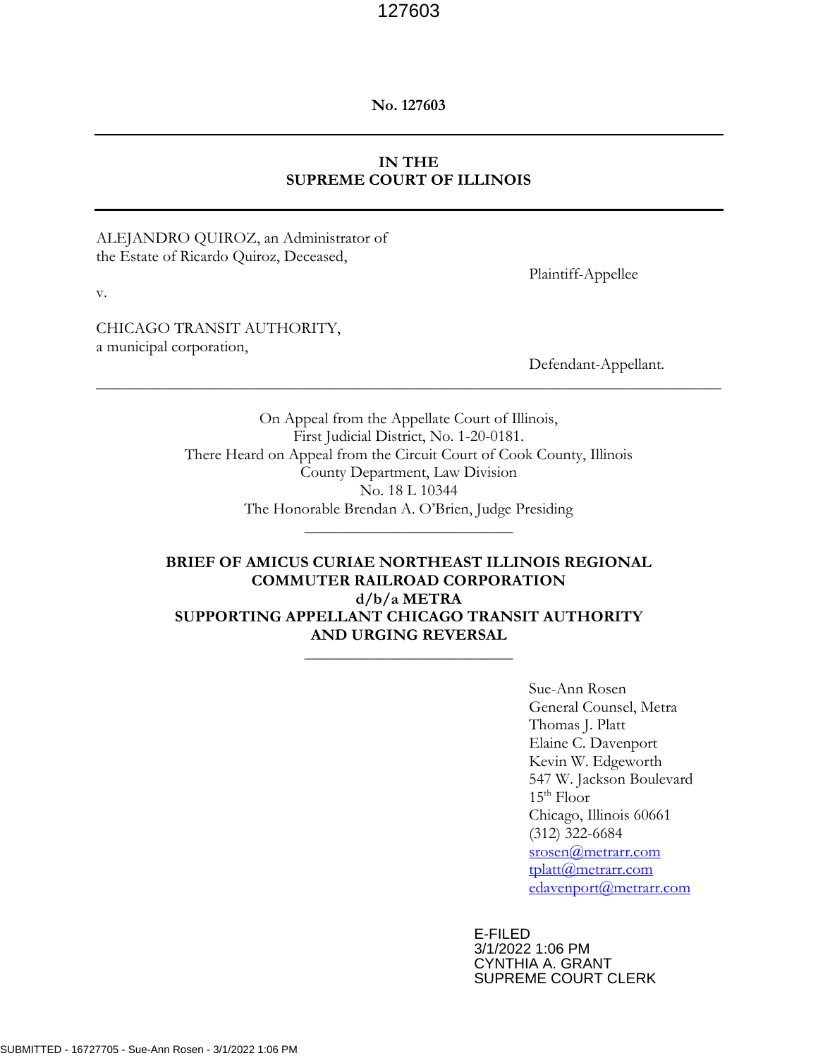**No. 127603**

---

**IN THE
SUPREME COURT OF ILLINOIS**

---

ALEJANDRO QUIROZ, an Administrator of the Estate of Ricardo Quiroz, Deceased,

Plaintiff-Appellee

v.

CHICAGO TRANSIT AUTHORITY, a municipal corporation,

Defendant-Appellant.

---

On Appeal from the Appellate Court of Illinois,
First Judicial District, No. 1-20-0181.
There Heard on Appeal from the Circuit Court of Cook County, Illinois
County Department, Law Division
No. 18 L 10344
The Honorable Brendan A. O'Brien, Judge Presiding

---

**BRIEF OF AMICUS CURIAE NORTHEAST ILLINOIS REGIONAL COMMUTER RAILROAD CORPORATION
d/b/a METRA
SUPPORTING APPELLANT CHICAGO TRANSIT AUTHORITY
AND URGING REVERSAL**

---

Sue-Ann Rosen
General Counsel, Metra
Thomas J. Platt
Elaine C. Davenport
Kevin W. Edgeworth
547 W. Jackson Boulevard
15th Floor
Chicago, Illinois 60661
(312) 322-6684
srosen@metrarr.com
tplatt@metrarr.com
edavenport@metrarr.com

E-FILED
3/1/2022 1:06 PM
CYNTHIA A. GRANT
SUPREME COURT CLERK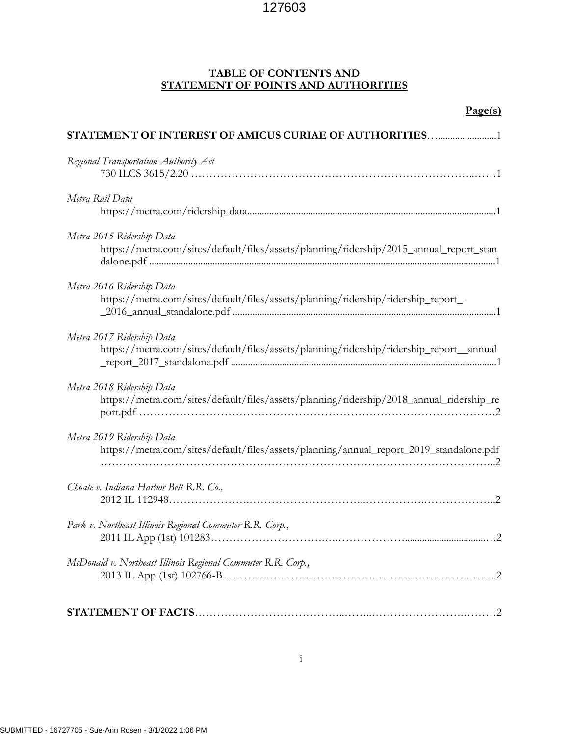## TABLE OF CONTENTS AND STATEMENT OF POINTS AND AUTHORITIES

**Page(s)**

**STATEMENT OF INTEREST OF AMICUS CURIAE OF AUTHORITIES**…........................1

*Regional Transportation Authority Act*
730 ILCS 3615/2.20 …………………………………………………………………..……1

*Metra Rail Data*
https://metra.com/ridership-data...................................................................................................1

*Metra 2015 Ridership Data*
https://metra.com/sites/default/files/assets/planning/ridership/2015_annual_report_standalone.pdf ..........................................................................................................................................1

*Metra 2016 Ridership Data*
https://metra.com/sites/default/files/assets/planning/ridership/ridership_report_-_2016_annual_standalone.pdf ..........................................................................................................1

*Metra 2017 Ridership Data*
https://metra.com/sites/default/files/assets/planning/ridership/ridership_report__annual_report_2017_standalone.pdf ..........................................................................................................1

*Metra 2018 Ridership Data*
https://metra.com/sites/default/files/assets/planning/ridership/2018_annual_ridership_report.pdf ……………………………………………………………………………………2

*Metra 2019 Ridership Data*
https://metra.com/sites/default/files/assets/planning/annual_report_2019_standalone.pdf ……………………………………………………………………………………………..2

*Choate v. Indiana Harbor Belt R.R. Co.,*
2012 IL 112948…………………….…………………………..…………….………………..2

*Park v. Northeast Illinois Regional Commuter R.R. Corp.*,
2011 IL App (1st) 101283……………………………….….………………................................…2

*McDonald v. Northeast Illinois Regional Commuter R.R. Corp.,*
2013 IL App (1st) 102766-B ……………..……………………..……….…………….……..2

**STATEMENT OF FACTS**…………………………………..……..…………………….………2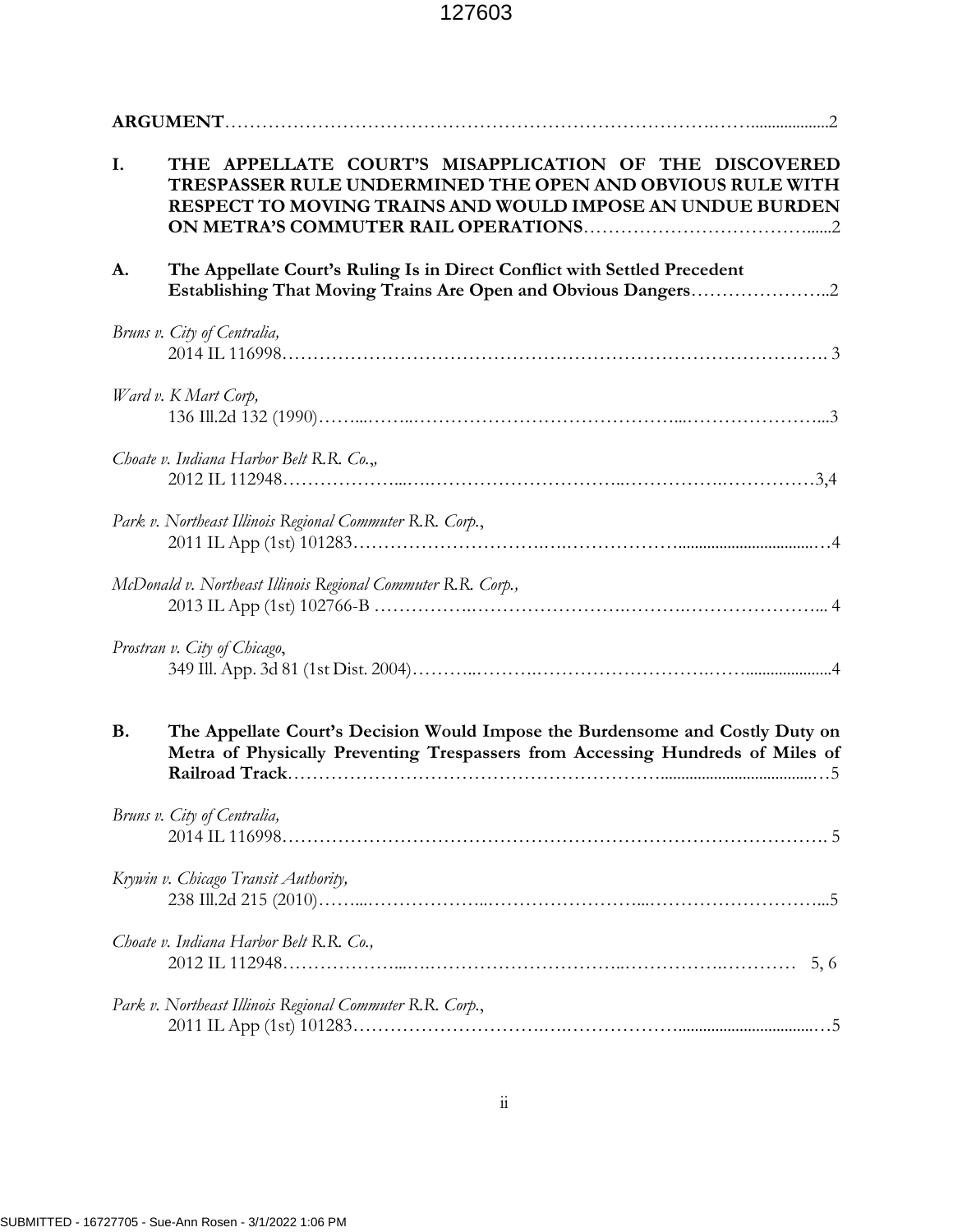**ARGUMENT** ........................................................................................................ 2

**I. THE APPELLATE COURT'S MISAPPLICATION OF THE DISCOVERED TRESPASSER RULE UNDERMINED THE OPEN AND OBVIOUS RULE WITH RESPECT TO MOVING TRAINS AND WOULD IMPOSE AN UNDUE BURDEN ON METRA'S COMMUTER RAIL OPERATIONS** ........................................ 2

**A. The Appellate Court's Ruling Is in Direct Conflict with Settled Precedent Establishing That Moving Trains Are Open and Obvious Dangers** ........................ 2

*Bruns v. City of Centralia,*
2014 IL 116998 ........................................................................................ 3

*Ward v. K Mart Corp,*
136 Ill.2d 132 (1990) ................................................................................ 3

*Choate v. Indiana Harbor Belt R.R. Co.,,*
2012 IL 112948 ...................................................................................... 3,4

*Park v. Northeast Illinois Regional Commuter R.R. Corp.*,
2011 IL App (1st) 101283 .......................................................................... 4

*McDonald v. Northeast Illinois Regional Commuter R.R. Corp.,*
2013 IL App (1st) 102766-B ........................................................................ 4

*Prostran v. City of Chicago*,
349 Ill. App. 3d 81 (1st Dist. 2004) ............................................................... 4

**B. The Appellate Court's Decision Would Impose the Burdensome and Costly Duty on Metra of Physically Preventing Trespassers from Accessing Hundreds of Miles of Railroad Track** ........................................................................................ 5

*Bruns v. City of Centralia,*
2014 IL 116998 ........................................................................................ 5

*Krywin v. Chicago Transit Authority,*
238 Ill.2d 215 (2010) ................................................................................ 5

*Choate v. Indiana Harbor Belt R.R. Co.,*
2012 IL 112948 ...................................................................................... 5, 6

*Park v. Northeast Illinois Regional Commuter R.R. Corp.*,
2011 IL App (1st) 101283 .......................................................................... 5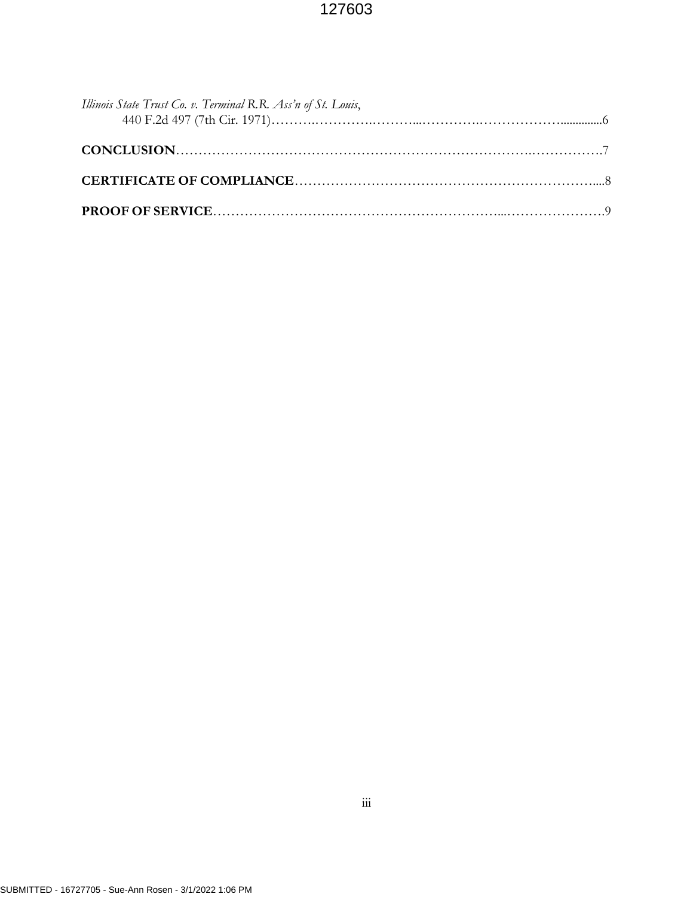*Illinois State Trust Co. v. Terminal R.R. Ass'n of St. Louis*,
440 F.2d 497 (7th Cir. 1971)……………………………………………………………6

**CONCLUSION**……………………………………………………………………………7

**CERTIFICATE OF COMPLIANCE**………………………………………………………8

**PROOF OF SERVICE**……………………………………………………………………9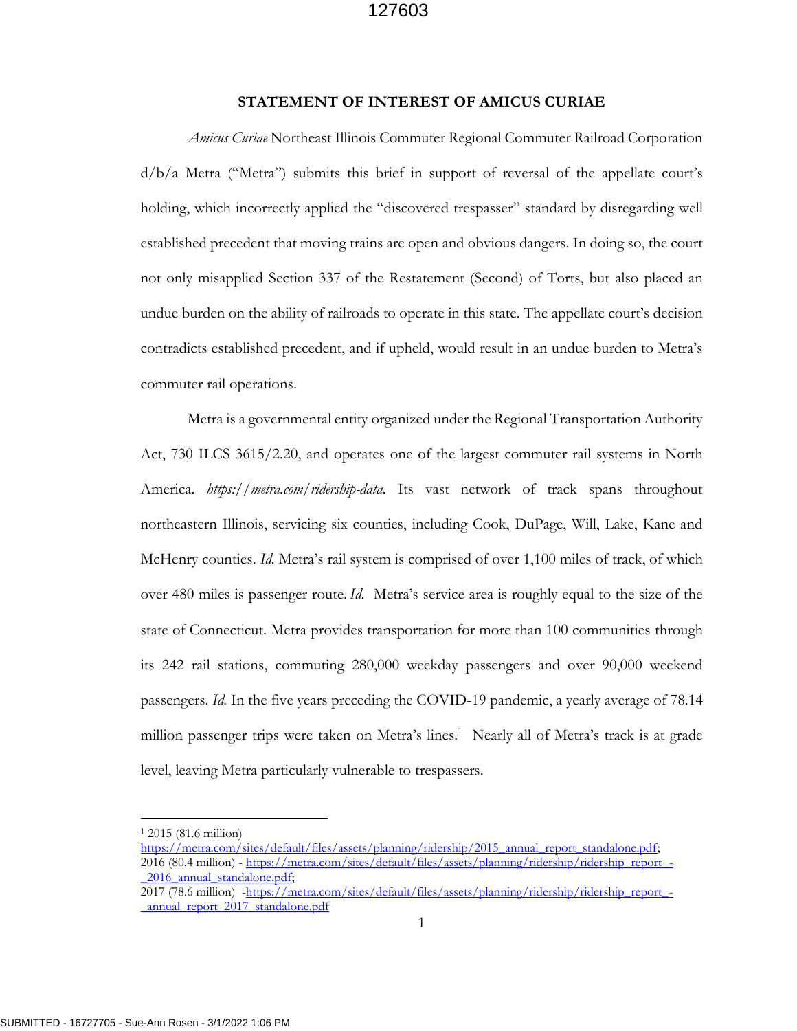## STATEMENT OF INTEREST OF AMICUS CURIAE

*Amicus Curiae* Northeast Illinois Commuter Regional Commuter Railroad Corporation d/b/a Metra ("Metra") submits this brief in support of reversal of the appellate court's holding, which incorrectly applied the "discovered trespasser" standard by disregarding well established precedent that moving trains are open and obvious dangers. In doing so, the court not only misapplied Section 337 of the Restatement (Second) of Torts, but also placed an undue burden on the ability of railroads to operate in this state. The appellate court's decision contradicts established precedent, and if upheld, would result in an undue burden to Metra's commuter rail operations.

Metra is a governmental entity organized under the Regional Transportation Authority Act, 730 ILCS 3615/2.20, and operates one of the largest commuter rail systems in North America. *https://metra.com/ridership-data.* Its vast network of track spans throughout northeastern Illinois, servicing six counties, including Cook, DuPage, Will, Lake, Kane and McHenry counties. *Id.* Metra's rail system is comprised of over 1,100 miles of track, of which over 480 miles is passenger route. *Id.* Metra's service area is roughly equal to the size of the state of Connecticut. Metra provides transportation for more than 100 communities through its 242 rail stations, commuting 280,000 weekday passengers and over 90,000 weekend passengers. *Id.* In the five years preceding the COVID-19 pandemic, a yearly average of 78.14 million passenger trips were taken on Metra's lines.[1] Nearly all of Metra's track is at grade level, leaving Metra particularly vulnerable to trespassers.

---

[1] 2015 (81.6 million) https://metra.com/sites/default/files/assets/planning/ridership/2015_annual_report_standalone.pdf; 2016 (80.4 million) - https://metra.com/sites/default/files/assets/planning/ridership/ridership_report_-_2016_annual_standalone.pdf; 2017 (78.6 million) -https://metra.com/sites/default/files/assets/planning/ridership/ridership_report_-_annual_report_2017_standalone.pdf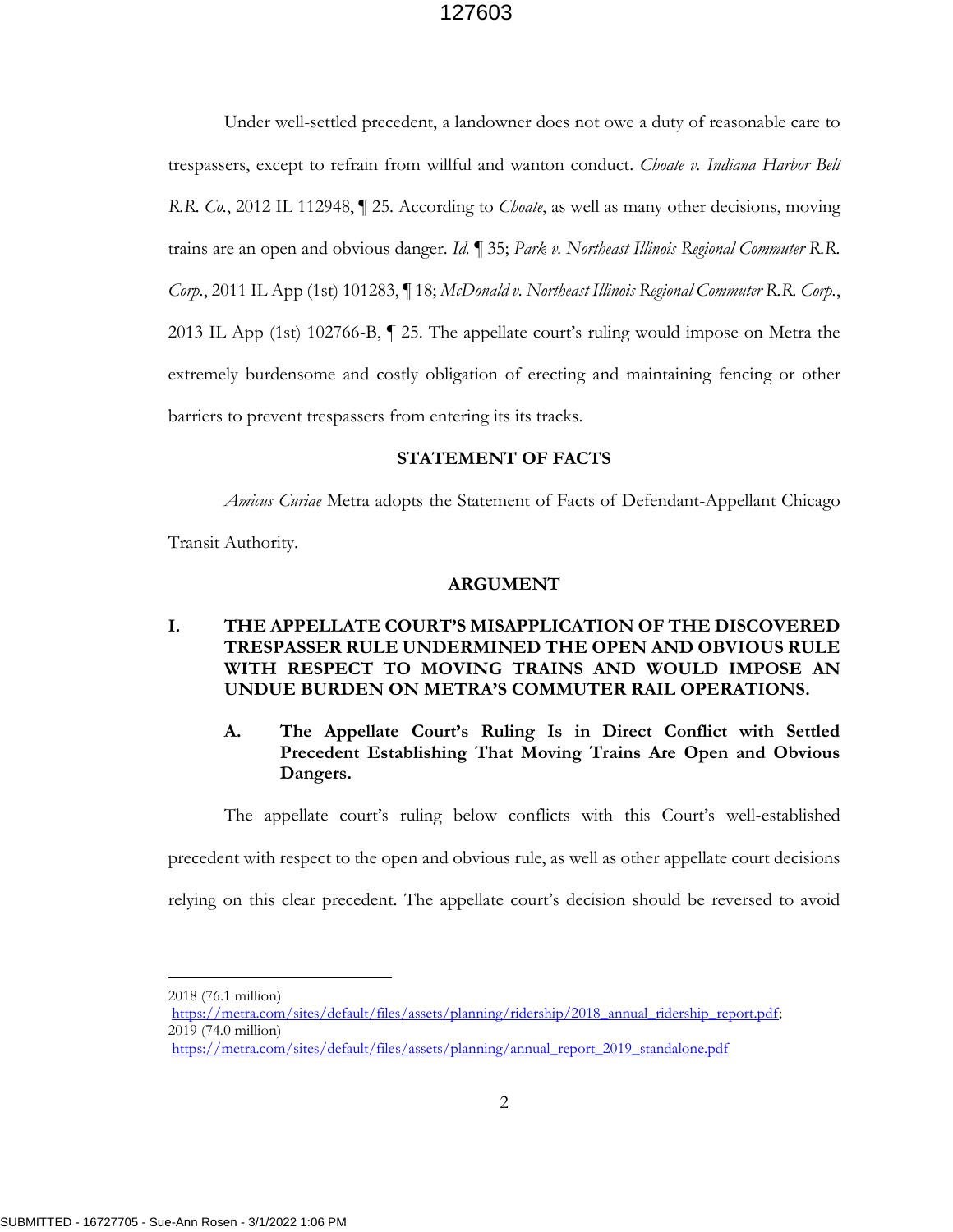Under well-settled precedent, a landowner does not owe a duty of reasonable care to trespassers, except to refrain from willful and wanton conduct. *Choate v. Indiana Harbor Belt R.R. Co.*, 2012 IL 112948, ¶ 25. According to *Choate*, as well as many other decisions, moving trains are an open and obvious danger. *Id.* ¶ 35; *Park v. Northeast Illinois Regional Commuter R.R. Corp.*, 2011 IL App (1st) 101283, ¶ 18; *McDonald v. Northeast Illinois Regional Commuter R.R. Corp.*, 2013 IL App (1st) 102766-B, ¶ 25. The appellate court's ruling would impose on Metra the extremely burdensome and costly obligation of erecting and maintaining fencing or other barriers to prevent trespassers from entering its its tracks.

## STATEMENT OF FACTS

*Amicus Curiae* Metra adopts the Statement of Facts of Defendant-Appellant Chicago Transit Authority.

## ARGUMENT

### I. THE APPELLATE COURT'S MISAPPLICATION OF THE DISCOVERED TRESPASSER RULE UNDERMINED THE OPEN AND OBVIOUS RULE WITH RESPECT TO MOVING TRAINS AND WOULD IMPOSE AN UNDUE BURDEN ON METRA'S COMMUTER RAIL OPERATIONS.

#### A. The Appellate Court's Ruling Is in Direct Conflict with Settled Precedent Establishing That Moving Trains Are Open and Obvious Dangers.

The appellate court's ruling below conflicts with this Court's well-established precedent with respect to the open and obvious rule, as well as other appellate court decisions relying on this clear precedent. The appellate court's decision should be reversed to avoid

---

2018 (76.1 million) https://metra.com/sites/default/files/assets/planning/ridership/2018_annual_ridership_report.pdf;
2019 (74.0 million) https://metra.com/sites/default/files/assets/planning/annual_report_2019_standalone.pdf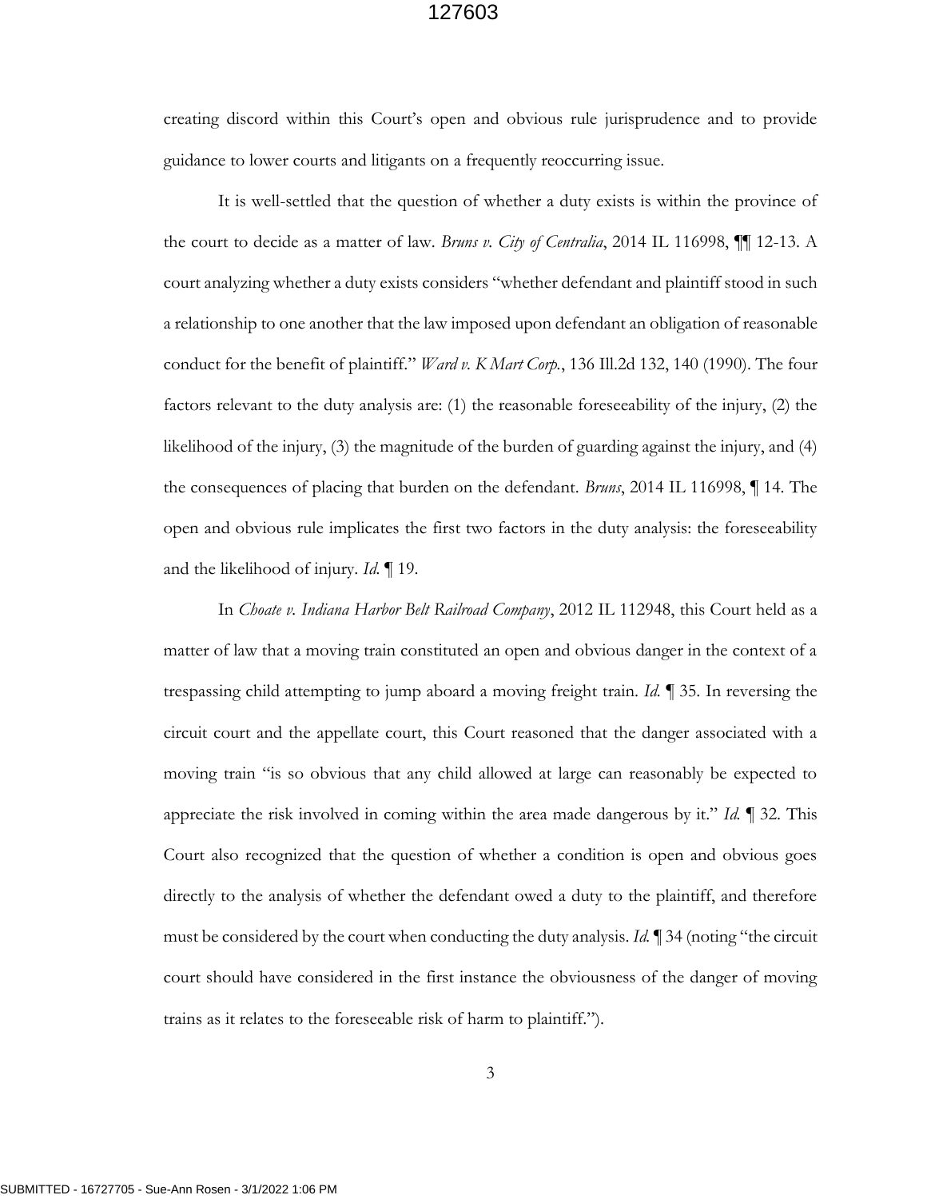creating discord within this Court's open and obvious rule jurisprudence and to provide guidance to lower courts and litigants on a frequently reoccurring issue.

It is well-settled that the question of whether a duty exists is within the province of the court to decide as a matter of law. *Bruns v. City of Centralia*, 2014 IL 116998, ¶¶ 12-13. A court analyzing whether a duty exists considers "whether defendant and plaintiff stood in such a relationship to one another that the law imposed upon defendant an obligation of reasonable conduct for the benefit of plaintiff." *Ward v. K Mart Corp.*, 136 Ill.2d 132, 140 (1990). The four factors relevant to the duty analysis are: (1) the reasonable foreseeability of the injury, (2) the likelihood of the injury, (3) the magnitude of the burden of guarding against the injury, and (4) the consequences of placing that burden on the defendant. *Bruns*, 2014 IL 116998, ¶ 14. The open and obvious rule implicates the first two factors in the duty analysis: the foreseeability and the likelihood of injury. *Id.* ¶ 19.

In *Choate v. Indiana Harbor Belt Railroad Company*, 2012 IL 112948, this Court held as a matter of law that a moving train constituted an open and obvious danger in the context of a trespassing child attempting to jump aboard a moving freight train. *Id.* ¶ 35. In reversing the circuit court and the appellate court, this Court reasoned that the danger associated with a moving train "is so obvious that any child allowed at large can reasonably be expected to appreciate the risk involved in coming within the area made dangerous by it." *Id.* ¶ 32. This Court also recognized that the question of whether a condition is open and obvious goes directly to the analysis of whether the defendant owed a duty to the plaintiff, and therefore must be considered by the court when conducting the duty analysis. *Id.* ¶ 34 (noting "the circuit court should have considered in the first instance the obviousness of the danger of moving trains as it relates to the foreseeable risk of harm to plaintiff.").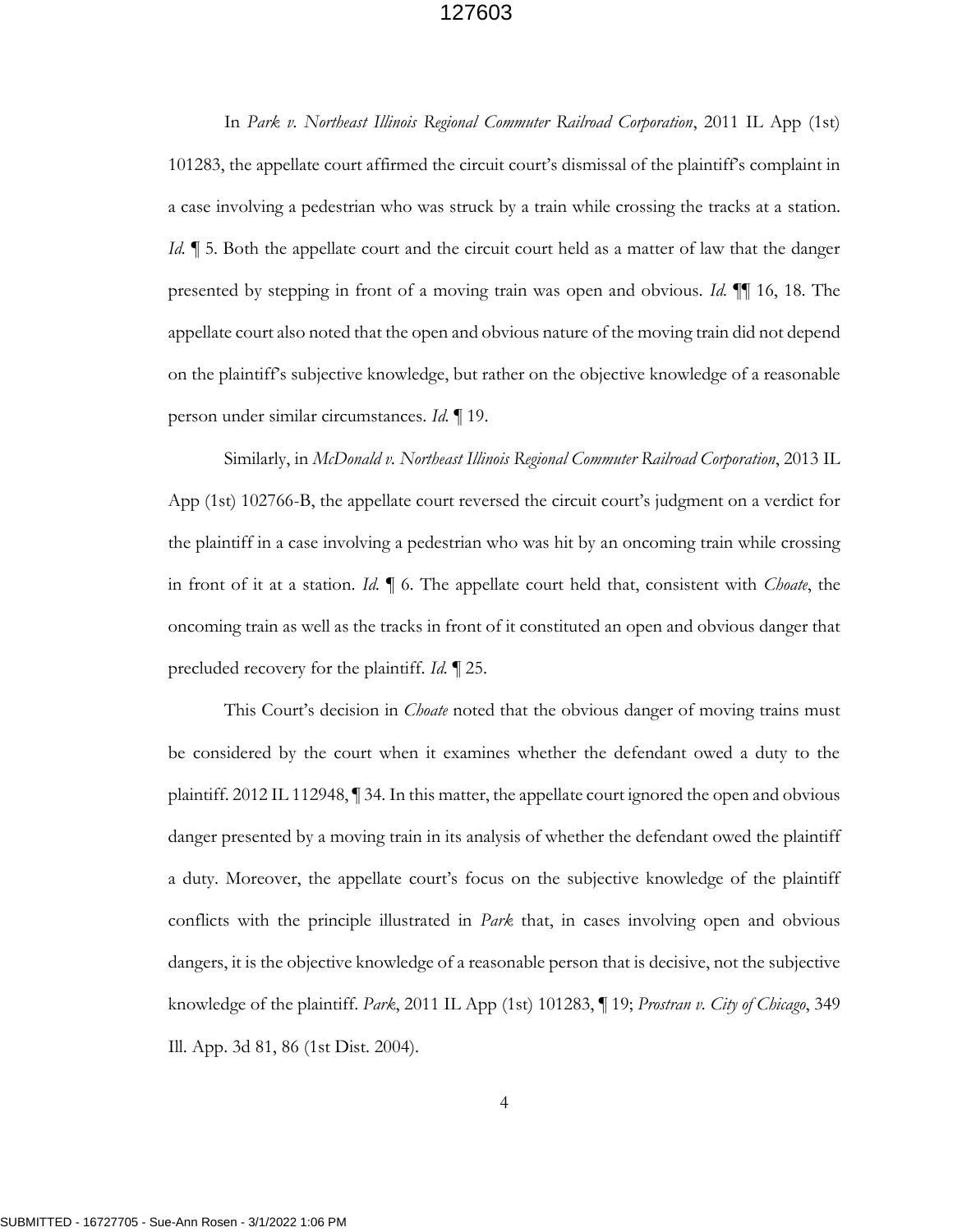In *Park v. Northeast Illinois Regional Commuter Railroad Corporation*, 2011 IL App (1st) 101283, the appellate court affirmed the circuit court's dismissal of the plaintiff's complaint in a case involving a pedestrian who was struck by a train while crossing the tracks at a station. *Id.* ¶ 5. Both the appellate court and the circuit court held as a matter of law that the danger presented by stepping in front of a moving train was open and obvious. *Id.* ¶¶ 16, 18. The appellate court also noted that the open and obvious nature of the moving train did not depend on the plaintiff's subjective knowledge, but rather on the objective knowledge of a reasonable person under similar circumstances. *Id.* ¶ 19.

Similarly, in *McDonald v. Northeast Illinois Regional Commuter Railroad Corporation*, 2013 IL App (1st) 102766-B, the appellate court reversed the circuit court's judgment on a verdict for the plaintiff in a case involving a pedestrian who was hit by an oncoming train while crossing in front of it at a station. *Id.* ¶ 6. The appellate court held that, consistent with *Choate*, the oncoming train as well as the tracks in front of it constituted an open and obvious danger that precluded recovery for the plaintiff. *Id.* ¶ 25.

This Court's decision in *Choate* noted that the obvious danger of moving trains must be considered by the court when it examines whether the defendant owed a duty to the plaintiff. 2012 IL 112948, ¶ 34. In this matter, the appellate court ignored the open and obvious danger presented by a moving train in its analysis of whether the defendant owed the plaintiff a duty. Moreover, the appellate court's focus on the subjective knowledge of the plaintiff conflicts with the principle illustrated in *Park* that, in cases involving open and obvious dangers, it is the objective knowledge of a reasonable person that is decisive, not the subjective knowledge of the plaintiff. *Park*, 2011 IL App (1st) 101283, ¶ 19; *Prostran v. City of Chicago*, 349 Ill. App. 3d 81, 86 (1st Dist. 2004).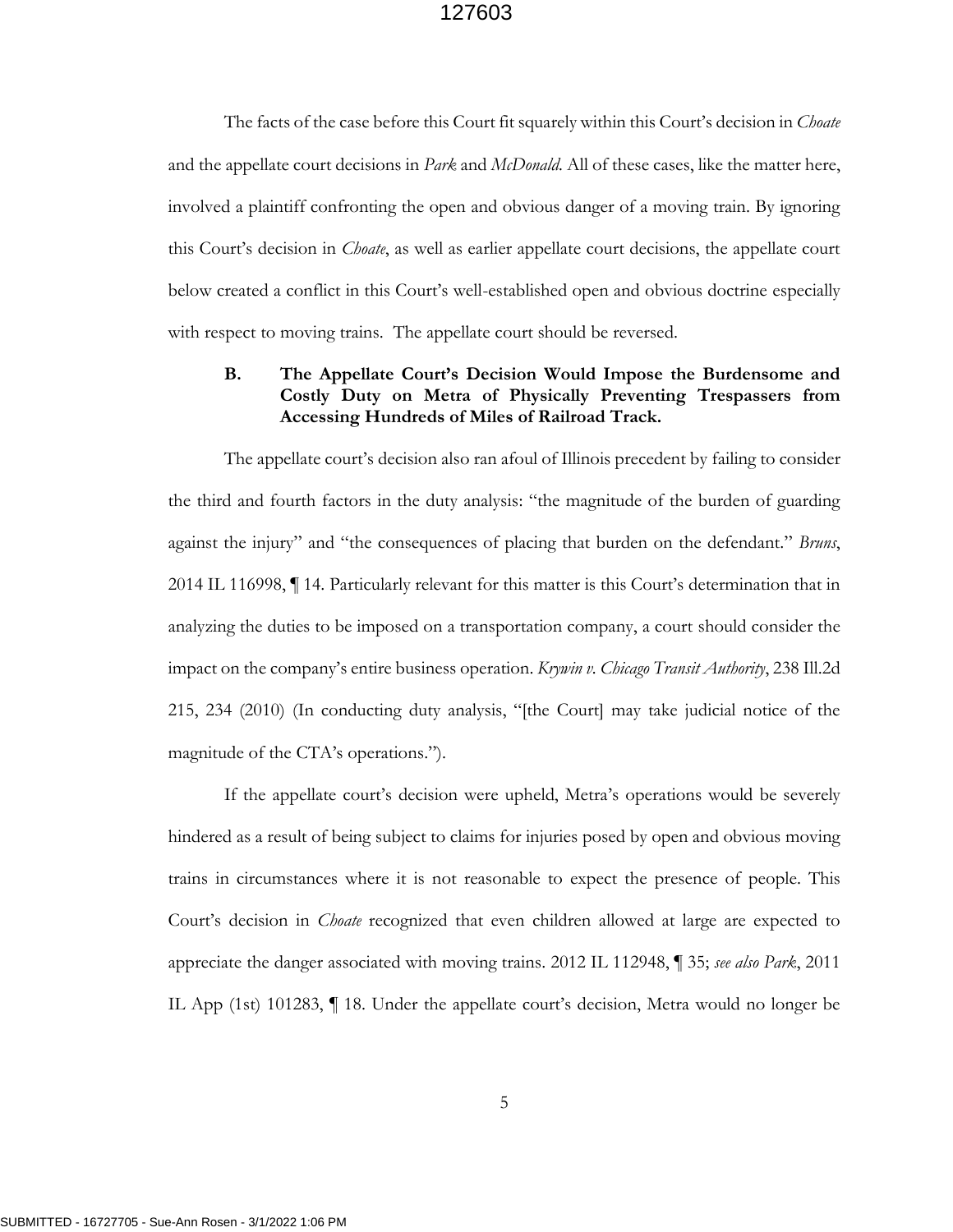The facts of the case before this Court fit squarely within this Court's decision in *Choate* and the appellate court decisions in *Park* and *McDonald*. All of these cases, like the matter here, involved a plaintiff confronting the open and obvious danger of a moving train. By ignoring this Court's decision in *Choate*, as well as earlier appellate court decisions, the appellate court below created a conflict in this Court's well-established open and obvious doctrine especially with respect to moving trains. The appellate court should be reversed.

### B. The Appellate Court's Decision Would Impose the Burdensome and Costly Duty on Metra of Physically Preventing Trespassers from Accessing Hundreds of Miles of Railroad Track.

The appellate court's decision also ran afoul of Illinois precedent by failing to consider the third and fourth factors in the duty analysis: "the magnitude of the burden of guarding against the injury" and "the consequences of placing that burden on the defendant." *Bruns*, 2014 IL 116998, ¶ 14. Particularly relevant for this matter is this Court's determination that in analyzing the duties to be imposed on a transportation company, a court should consider the impact on the company's entire business operation. *Krywin v. Chicago Transit Authority*, 238 Ill.2d 215, 234 (2010) (In conducting duty analysis, "[the Court] may take judicial notice of the magnitude of the CTA's operations.").

If the appellate court's decision were upheld, Metra's operations would be severely hindered as a result of being subject to claims for injuries posed by open and obvious moving trains in circumstances where it is not reasonable to expect the presence of people. This Court's decision in *Choate* recognized that even children allowed at large are expected to appreciate the danger associated with moving trains. 2012 IL 112948, ¶ 35; *see also Park*, 2011 IL App (1st) 101283, ¶ 18. Under the appellate court's decision, Metra would no longer be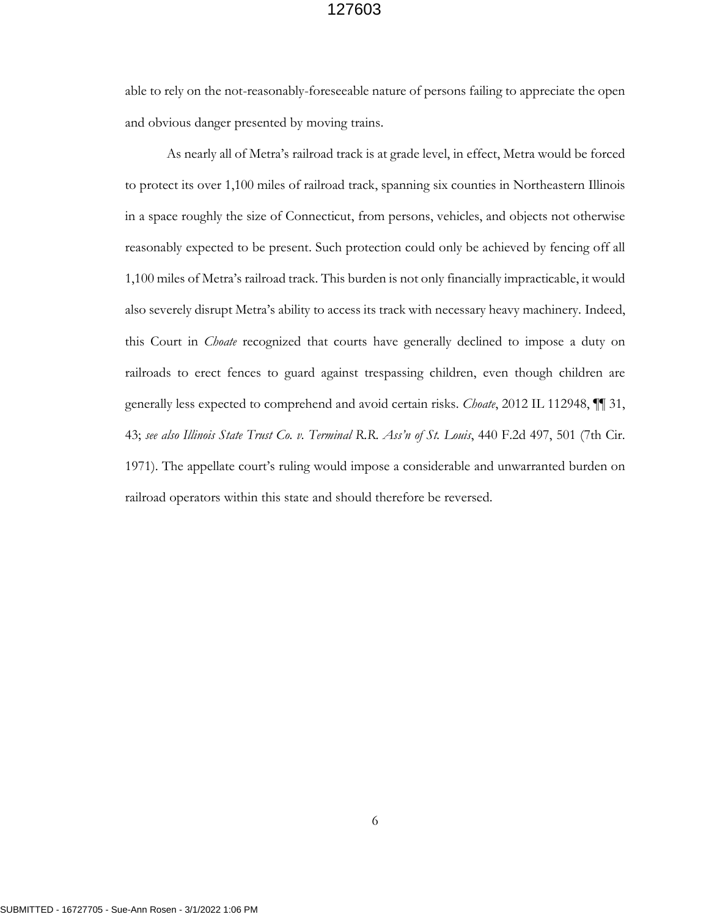able to rely on the not-reasonably-foreseeable nature of persons failing to appreciate the open and obvious danger presented by moving trains.

As nearly all of Metra's railroad track is at grade level, in effect, Metra would be forced to protect its over 1,100 miles of railroad track, spanning six counties in Northeastern Illinois in a space roughly the size of Connecticut, from persons, vehicles, and objects not otherwise reasonably expected to be present. Such protection could only be achieved by fencing off all 1,100 miles of Metra's railroad track. This burden is not only financially impracticable, it would also severely disrupt Metra's ability to access its track with necessary heavy machinery. Indeed, this Court in *Choate* recognized that courts have generally declined to impose a duty on railroads to erect fences to guard against trespassing children, even though children are generally less expected to comprehend and avoid certain risks. *Choate*, 2012 IL 112948, ¶¶ 31, 43; *see also Illinois State Trust Co. v. Terminal R.R. Ass'n of St. Louis*, 440 F.2d 497, 501 (7th Cir. 1971). The appellate court's ruling would impose a considerable and unwarranted burden on railroad operators within this state and should therefore be reversed.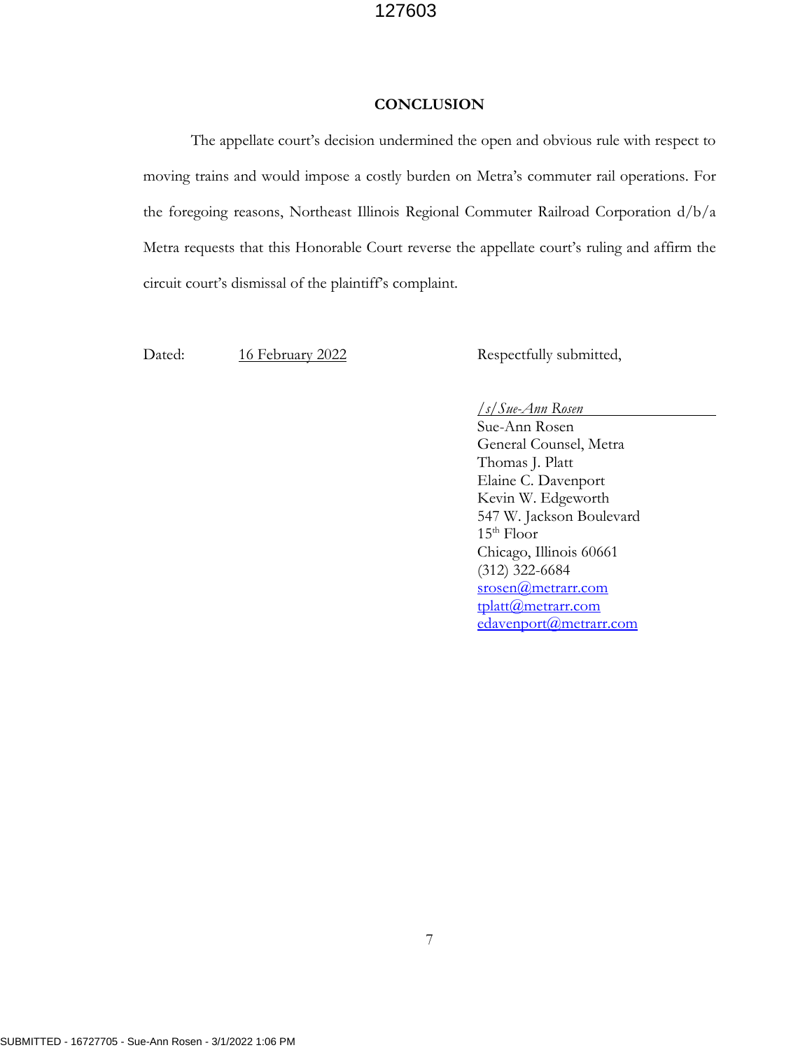## CONCLUSION

The appellate court's decision undermined the open and obvious rule with respect to moving trains and would impose a costly burden on Metra's commuter rail operations. For the foregoing reasons, Northeast Illinois Regional Commuter Railroad Corporation d/b/a Metra requests that this Honorable Court reverse the appellate court's ruling and affirm the circuit court's dismissal of the plaintiff's complaint.

Dated: 16 February 2022

Respectfully submitted,

*/s/ Sue-Ann Rosen*
Sue-Ann Rosen
General Counsel, Metra
Thomas J. Platt
Elaine C. Davenport
Kevin W. Edgeworth
547 W. Jackson Boulevard
15th Floor
Chicago, Illinois 60661
(312) 322-6684
srosen@metrarr.com
tplatt@metrarr.com
edavenport@metrarr.com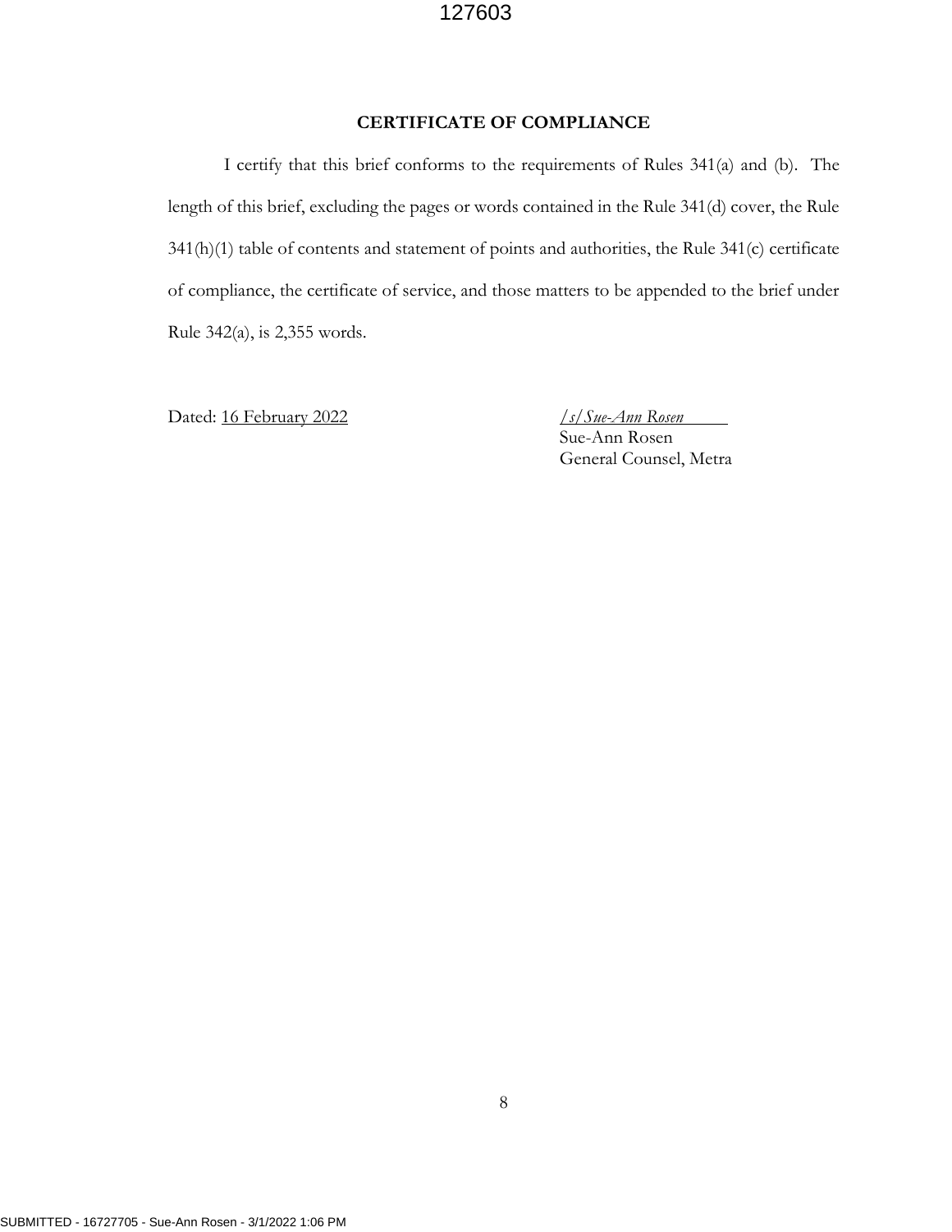## CERTIFICATE OF COMPLIANCE

I certify that this brief conforms to the requirements of Rules 341(a) and (b). The length of this brief, excluding the pages or words contained in the Rule 341(d) cover, the Rule 341(h)(1) table of contents and statement of points and authorities, the Rule 341(c) certificate of compliance, the certificate of service, and those matters to be appended to the brief under Rule 342(a), is 2,355 words.

Dated: 16 February 2022

*/s/Sue-Ann Rosen*
Sue-Ann Rosen
General Counsel, Metra